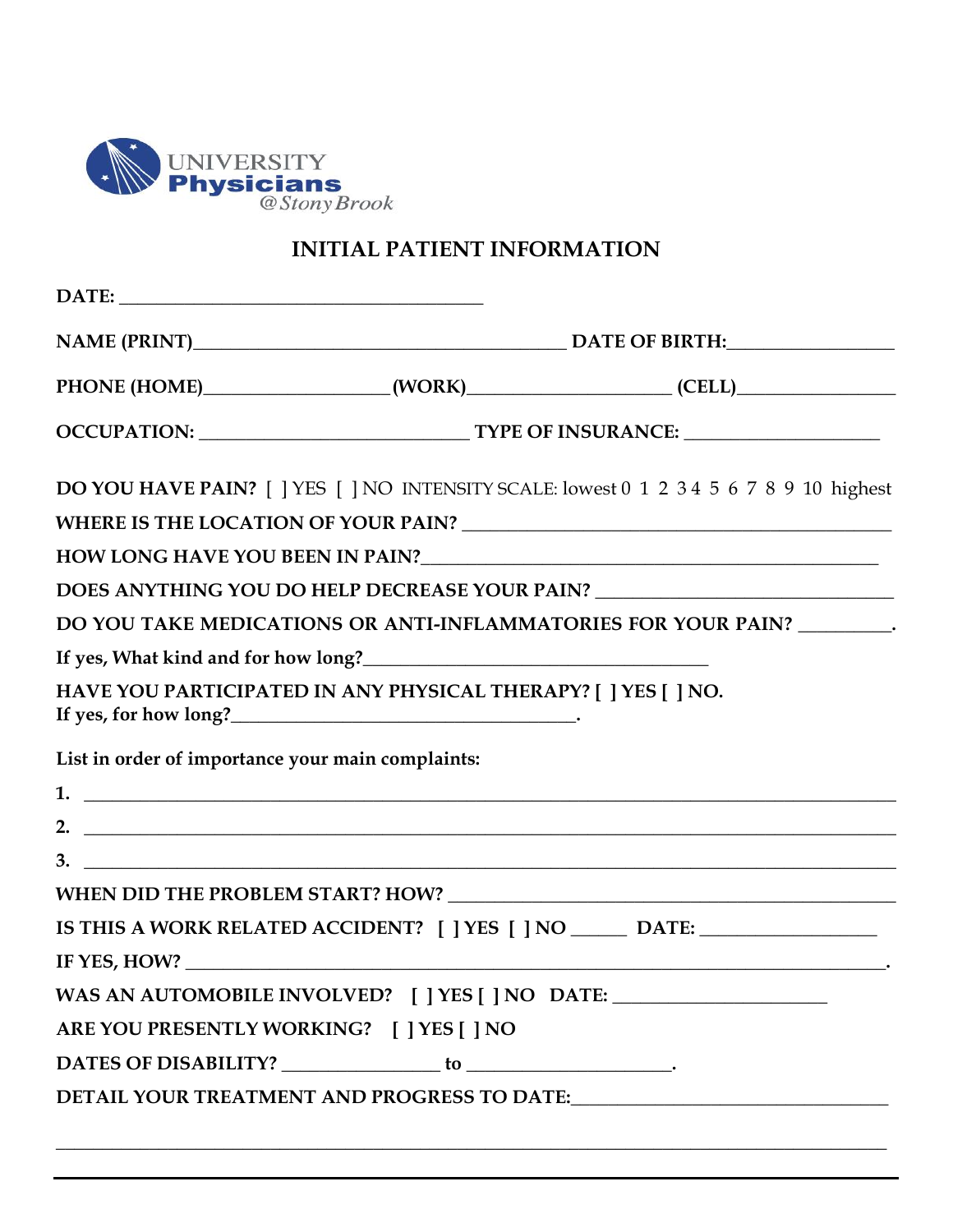UNIVERSITY
**Physicians**
*@Stony Brook*

# INITIAL PATIENT INFORMATION

**DATE:** ______________________________________

**NAME (PRINT)**_______________________________________ **DATE OF BIRTH:**_________________

**PHONE (HOME)**__________________**(WORK)**____________________ **(CELL)**________________

**OCCUPATION:** ___________________________ **TYPE OF INSURANCE:** ____________________

**DO YOU HAVE PAIN?** [ ] YES [ ] NO INTENSITY SCALE: lowest 0 1 2 3 4 5 6 7 8 9 10 highest

**WHERE IS THE LOCATION OF YOUR PAIN?** ____________________________________________

**HOW LONG HAVE YOU BEEN IN PAIN?**_______________________________________________

**DOES ANYTHING YOU DO HELP DECREASE YOUR PAIN?** ____________________________

**DO YOU TAKE MEDICATIONS OR ANTI-INFLAMMATORIES FOR YOUR PAIN?** _________.

**If yes, What kind and for how long?**_________________________________

**HAVE YOU PARTICIPATED IN ANY PHYSICAL THERAPY? [ ] YES [ ] NO.**
**If yes, for how long?**_____________________________________.

**List in order of importance your main complaints:**

**1.** ______________________________________________________________________________

**2.** ______________________________________________________________________________

**3.** ______________________________________________________________________________

**WHEN DID THE PROBLEM START? HOW?** ____________________________________________

**IS THIS A WORK RELATED ACCIDENT? [ ] YES [ ] NO _____ DATE:** _________________

**IF YES, HOW?** _______________________________________________________________________.

**WAS AN AUTOMOBILE INVOLVED? [ ] YES [ ] NO DATE:** _____________________

**ARE YOU PRESENTLY WORKING? [ ] YES [ ] NO**

**DATES OF DISABILITY?** _______________ **to** ___________________.

**DETAIL YOUR TREATMENT AND PROGRESS TO DATE:**______________________________

_____________________________________________________________________________________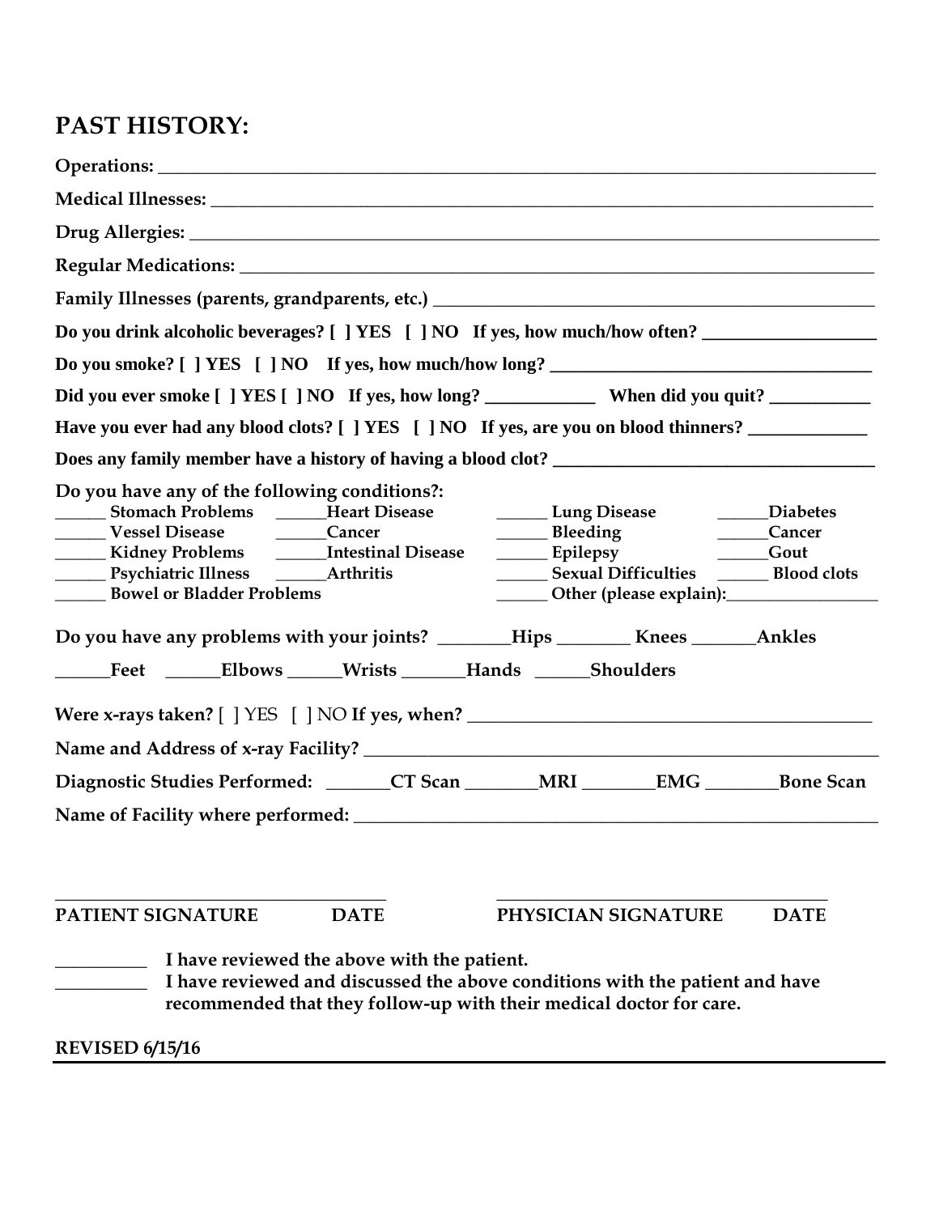## PAST HISTORY:

**Operations:** ___________________________________________________________________________

**Medical Illnesses:** _____________________________________________________________________

**Drug Allergies:** _______________________________________________________________________

**Regular Medications:** ___________________________________________________________________

**Family Illnesses (parents, grandparents, etc.)** _____________________________________________

**Do you drink alcoholic beverages? [ ] YES [ ] NO If yes, how much/how often?** __________________

**Do you smoke? [ ] YES [ ] NO If yes, how much/how long?** __________________________________

**Did you ever smoke [ ] YES [ ] NO If yes, how long?** ____________ **When did you quit?** ___________

**Have you ever had any blood clots? [ ] YES [ ] NO If yes, are you on blood thinners?** _____________

**Does any family member have a history of having a blood clot?** __________________________________

**Do you have any of the following conditions?:**

| | | | |
|---|---|---|---|
| ______ Stomach Problems | ______Heart Disease | ______ Lung Disease | ______Diabetes |
| ______ Vessel Disease | ______Cancer | ______ Bleeding | ______Cancer |
| ______ Kidney Problems | ______Intestinal Disease | ______ Epilepsy | ______Gout |
| ______ Psychiatric Illness | ______Arthritis | ______ Sexual Difficulties | ______ Blood clots |
| ______ Bowel or Bladder Problems | | ______ Other (please explain):_________________ | |

**Do you have any problems with your joints?** ________**Hips** ________ **Knees** _______**Ankles**

______**Feet** ______**Elbows** ______**Wrists** _______**Hands** ______**Shoulders**

**Were x-rays taken?** [ ] YES [ ] NO **If yes, when?** ____________________________________________

**Name and Address of x-ray Facility?** ______________________________________________________

**Diagnostic Studies Performed:** _______**CT Scan** ________**MRI** ________**EMG** ________**Bone Scan**

**Name of Facility where performed:** _________________________________________________________

___________________________________ ___________________________________

**PATIENT SIGNATURE DATE** **PHYSICIAN SIGNATURE DATE**

__________ **I have reviewed the above with the patient.**

__________ **I have reviewed and discussed the above conditions with the patient and have recommended that they follow-up with their medical doctor for care.**

**REVISED 6/15/16**